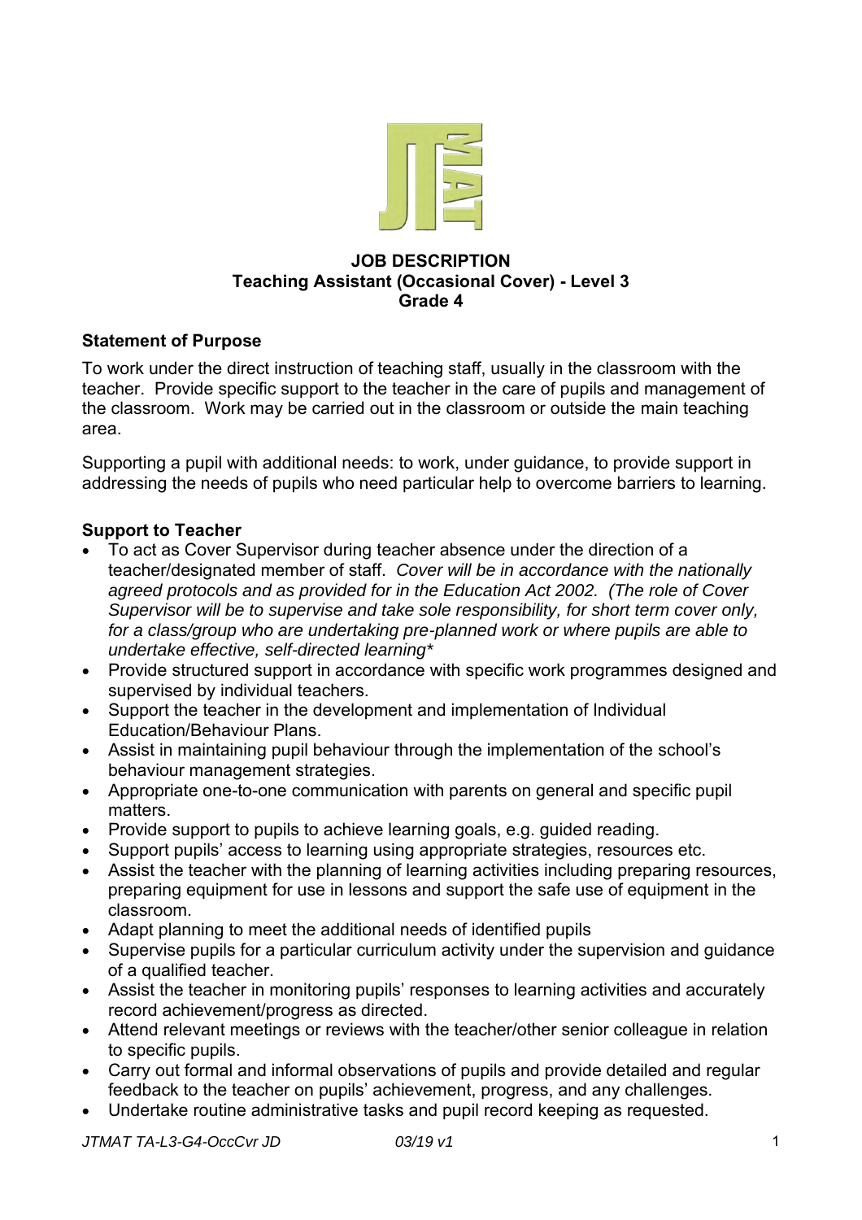**JOB DESCRIPTION**
**Teaching Assistant (Occasional Cover) - Level 3**
**Grade 4**

## Statement of Purpose

To work under the direct instruction of teaching staff, usually in the classroom with the teacher. Provide specific support to the teacher in the care of pupils and management of the classroom. Work may be carried out in the classroom or outside the main teaching area.

Supporting a pupil with additional needs: to work, under guidance, to provide support in addressing the needs of pupils who need particular help to overcome barriers to learning.

## Support to Teacher

- To act as Cover Supervisor during teacher absence under the direction of a teacher/designated member of staff. *Cover will be in accordance with the nationally agreed protocols and as provided for in the Education Act 2002. (The role of Cover Supervisor will be to supervise and take sole responsibility, for short term cover only, for a class/group who are undertaking pre-planned work or where pupils are able to undertake effective, self-directed learning**
- Provide structured support in accordance with specific work programmes designed and supervised by individual teachers.
- Support the teacher in the development and implementation of Individual Education/Behaviour Plans.
- Assist in maintaining pupil behaviour through the implementation of the school's behaviour management strategies.
- Appropriate one-to-one communication with parents on general and specific pupil matters.
- Provide support to pupils to achieve learning goals, e.g. guided reading.
- Support pupils' access to learning using appropriate strategies, resources etc.
- Assist the teacher with the planning of learning activities including preparing resources, preparing equipment for use in lessons and support the safe use of equipment in the classroom.
- Adapt planning to meet the additional needs of identified pupils
- Supervise pupils for a particular curriculum activity under the supervision and guidance of a qualified teacher.
- Assist the teacher in monitoring pupils' responses to learning activities and accurately record achievement/progress as directed.
- Attend relevant meetings or reviews with the teacher/other senior colleague in relation to specific pupils.
- Carry out formal and informal observations of pupils and provide detailed and regular feedback to the teacher on pupils' achievement, progress, and any challenges.
- Undertake routine administrative tasks and pupil record keeping as requested.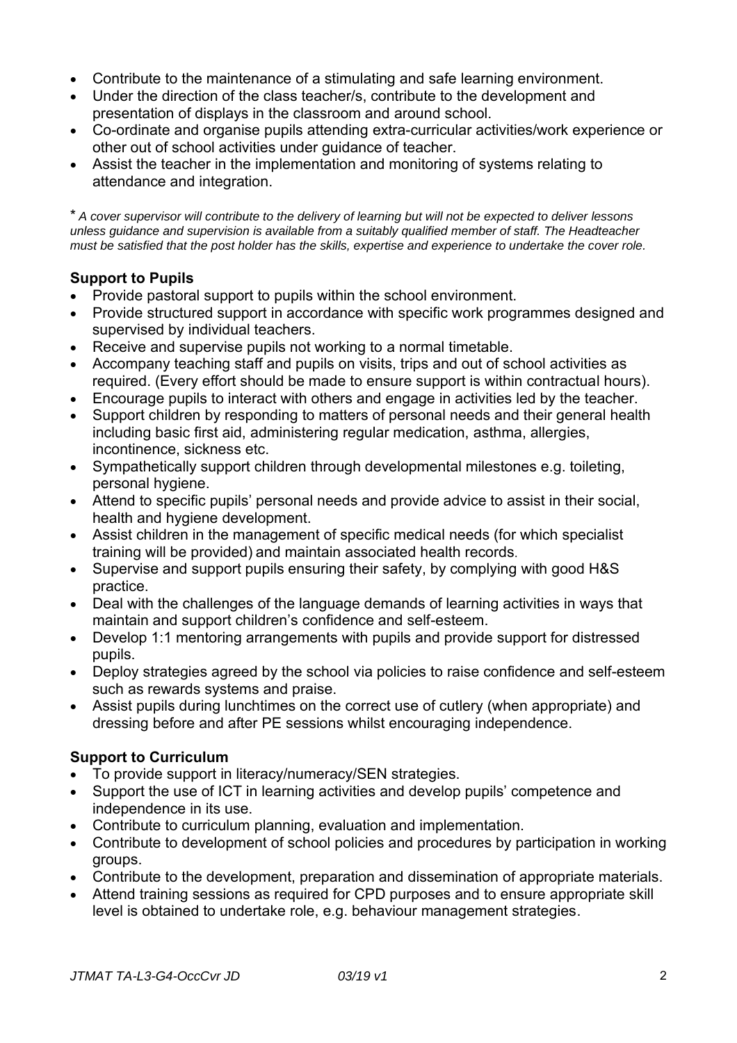- Contribute to the maintenance of a stimulating and safe learning environment.
- Under the direction of the class teacher/s, contribute to the development and presentation of displays in the classroom and around school.
- Co-ordinate and organise pupils attending extra-curricular activities/work experience or other out of school activities under guidance of teacher.
- Assist the teacher in the implementation and monitoring of systems relating to attendance and integration.

* *A cover supervisor will contribute to the delivery of learning but will not be expected to deliver lessons unless guidance and supervision is available from a suitably qualified member of staff. The Headteacher must be satisfied that the post holder has the skills, expertise and experience to undertake the cover role.*

**Support to Pupils**

- Provide pastoral support to pupils within the school environment.
- Provide structured support in accordance with specific work programmes designed and supervised by individual teachers.
- Receive and supervise pupils not working to a normal timetable.
- Accompany teaching staff and pupils on visits, trips and out of school activities as required. (Every effort should be made to ensure support is within contractual hours).
- Encourage pupils to interact with others and engage in activities led by the teacher.
- Support children by responding to matters of personal needs and their general health including basic first aid, administering regular medication, asthma, allergies, incontinence, sickness etc.
- Sympathetically support children through developmental milestones e.g. toileting, personal hygiene.
- Attend to specific pupils' personal needs and provide advice to assist in their social, health and hygiene development.
- Assist children in the management of specific medical needs (for which specialist training will be provided) and maintain associated health records.
- Supervise and support pupils ensuring their safety, by complying with good H&S practice.
- Deal with the challenges of the language demands of learning activities in ways that maintain and support children's confidence and self-esteem.
- Develop 1:1 mentoring arrangements with pupils and provide support for distressed pupils.
- Deploy strategies agreed by the school via policies to raise confidence and self-esteem such as rewards systems and praise.
- Assist pupils during lunchtimes on the correct use of cutlery (when appropriate) and dressing before and after PE sessions whilst encouraging independence.

**Support to Curriculum**

- To provide support in literacy/numeracy/SEN strategies.
- Support the use of ICT in learning activities and develop pupils' competence and independence in its use.
- Contribute to curriculum planning, evaluation and implementation.
- Contribute to development of school policies and procedures by participation in working groups.
- Contribute to the development, preparation and dissemination of appropriate materials.
- Attend training sessions as required for CPD purposes and to ensure appropriate skill level is obtained to undertake role, e.g. behaviour management strategies.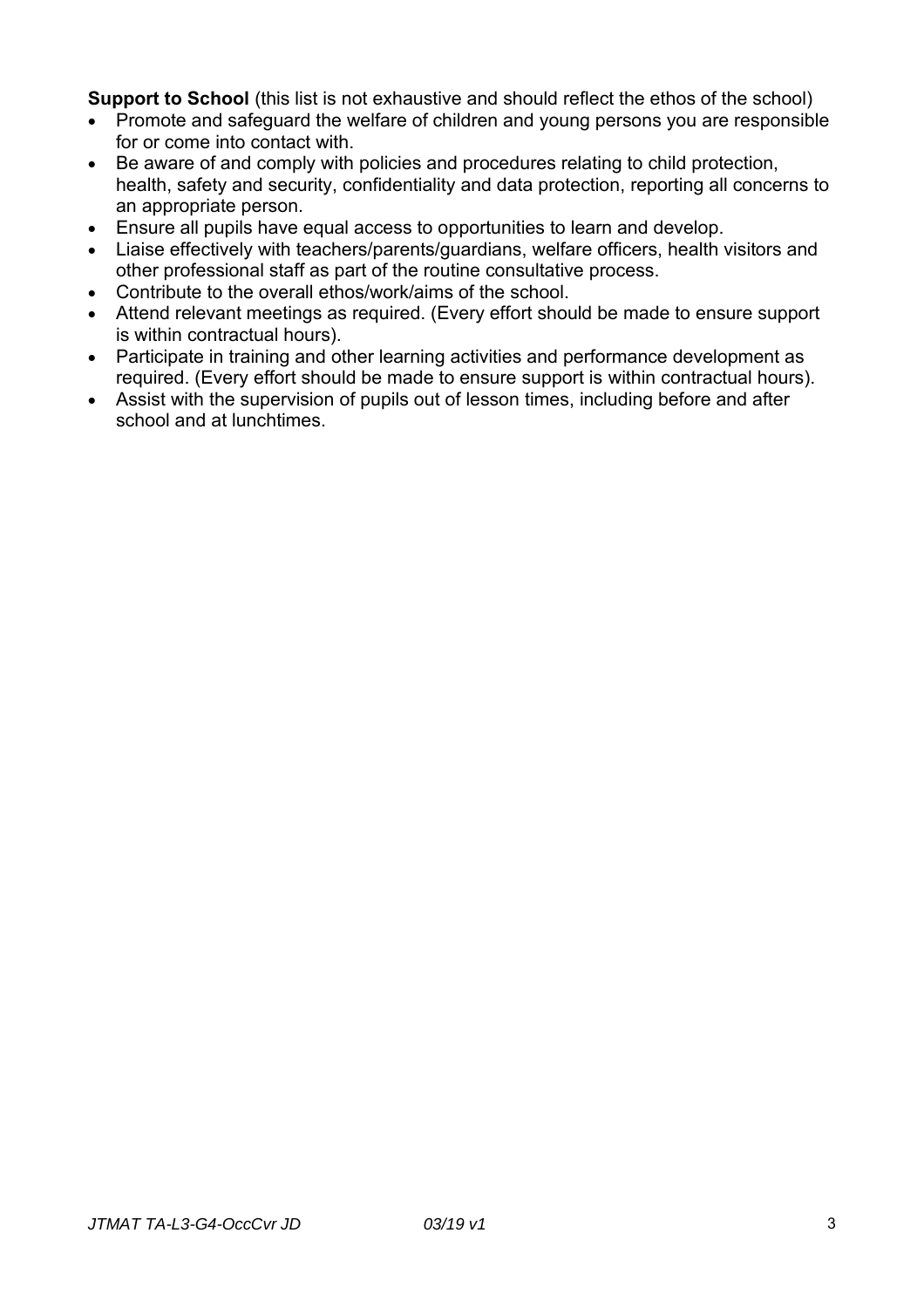**Support to School** (this list is not exhaustive and should reflect the ethos of the school)

- Promote and safeguard the welfare of children and young persons you are responsible for or come into contact with.
- Be aware of and comply with policies and procedures relating to child protection, health, safety and security, confidentiality and data protection, reporting all concerns to an appropriate person.
- Ensure all pupils have equal access to opportunities to learn and develop.
- Liaise effectively with teachers/parents/guardians, welfare officers, health visitors and other professional staff as part of the routine consultative process.
- Contribute to the overall ethos/work/aims of the school.
- Attend relevant meetings as required. (Every effort should be made to ensure support is within contractual hours).
- Participate in training and other learning activities and performance development as required. (Every effort should be made to ensure support is within contractual hours).
- Assist with the supervision of pupils out of lesson times, including before and after school and at lunchtimes.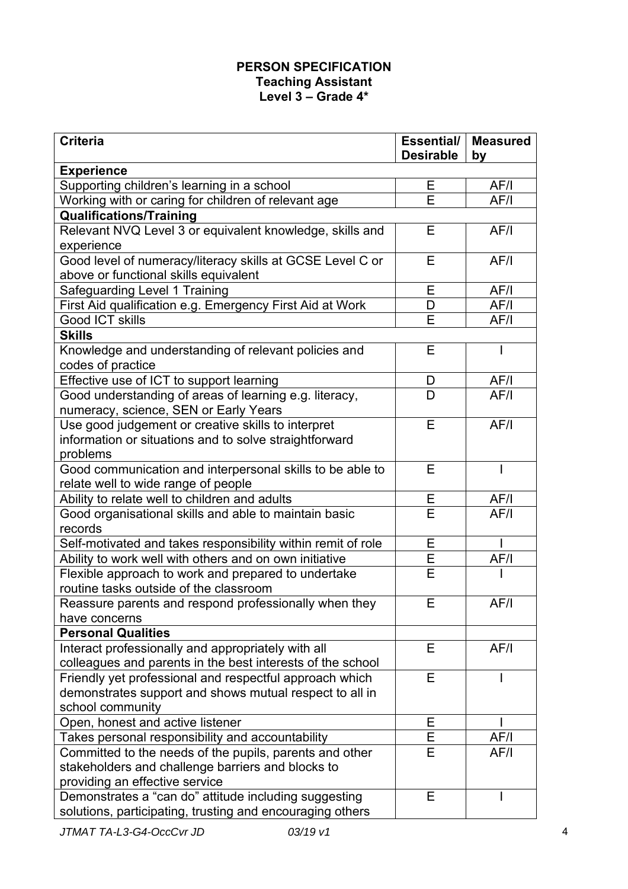**PERSON SPECIFICATION**
**Teaching Assistant**
**Level 3 – Grade 4***

| **Criteria** | **Essential/ Desirable** | **Measured by** |
|---|---|---|
| **Experience** | | |
| Supporting children's learning in a school | E | AF/I |
| Working with or caring for children of relevant age | E | AF/I |
| **Qualifications/Training** | | |
| Relevant NVQ Level 3 or equivalent knowledge, skills and experience | E | AF/I |
| Good level of numeracy/literacy skills at GCSE Level C or above or functional skills equivalent | E | AF/I |
| Safeguarding Level 1 Training | E | AF/I |
| First Aid qualification e.g. Emergency First Aid at Work | D | AF/I |
| Good ICT skills | E | AF/I |
| **Skills** | | |
| Knowledge and understanding of relevant policies and codes of practice | E | I |
| Effective use of ICT to support learning | D | AF/I |
| Good understanding of areas of learning e.g. literacy, numeracy, science, SEN or Early Years | D | AF/I |
| Use good judgement or creative skills to interpret information or situations and to solve straightforward problems | E | AF/I |
| Good communication and interpersonal skills to be able to relate well to wide range of people | E | I |
| Ability to relate well to children and adults | E | AF/I |
| Good organisational skills and able to maintain basic records | E | AF/I |
| Self-motivated and takes responsibility within remit of role | E | I |
| Ability to work well with others and on own initiative | E | AF/I |
| Flexible approach to work and prepared to undertake routine tasks outside of the classroom | E | I |
| Reassure parents and respond professionally when they have concerns | E | AF/I |
| **Personal Qualities** | | |
| Interact professionally and appropriately with all colleagues and parents in the best interests of the school | E | AF/I |
| Friendly yet professional and respectful approach which demonstrates support and shows mutual respect to all in school community | E | I |
| Open, honest and active listener | E | I |
| Takes personal responsibility and accountability | E | AF/I |
| Committed to the needs of the pupils, parents and other stakeholders and challenge barriers and blocks to providing an effective service | E | AF/I |
| Demonstrates a "can do" attitude including suggesting solutions, participating, trusting and encouraging others | E | I |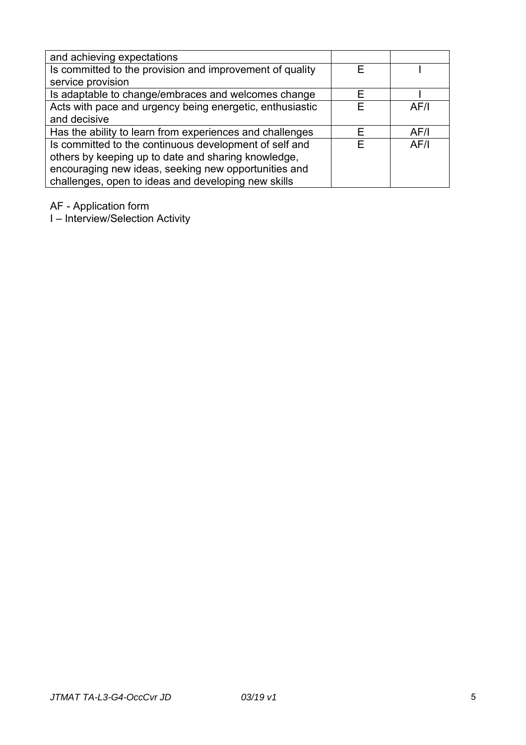| | | |
|---|---|---|
| and achieving expectations | | |
| Is committed to the provision and improvement of quality service provision | E | I |
| Is adaptable to change/embraces and welcomes change | E | I |
| Acts with pace and urgency being energetic, enthusiastic and decisive | E | AF/I |
| Has the ability to learn from experiences and challenges | E | AF/I |
| Is committed to the continuous development of self and others by keeping up to date and sharing knowledge, encouraging new ideas, seeking new opportunities and challenges, open to ideas and developing new skills | E | AF/I |

AF - Application form

I – Interview/Selection Activity